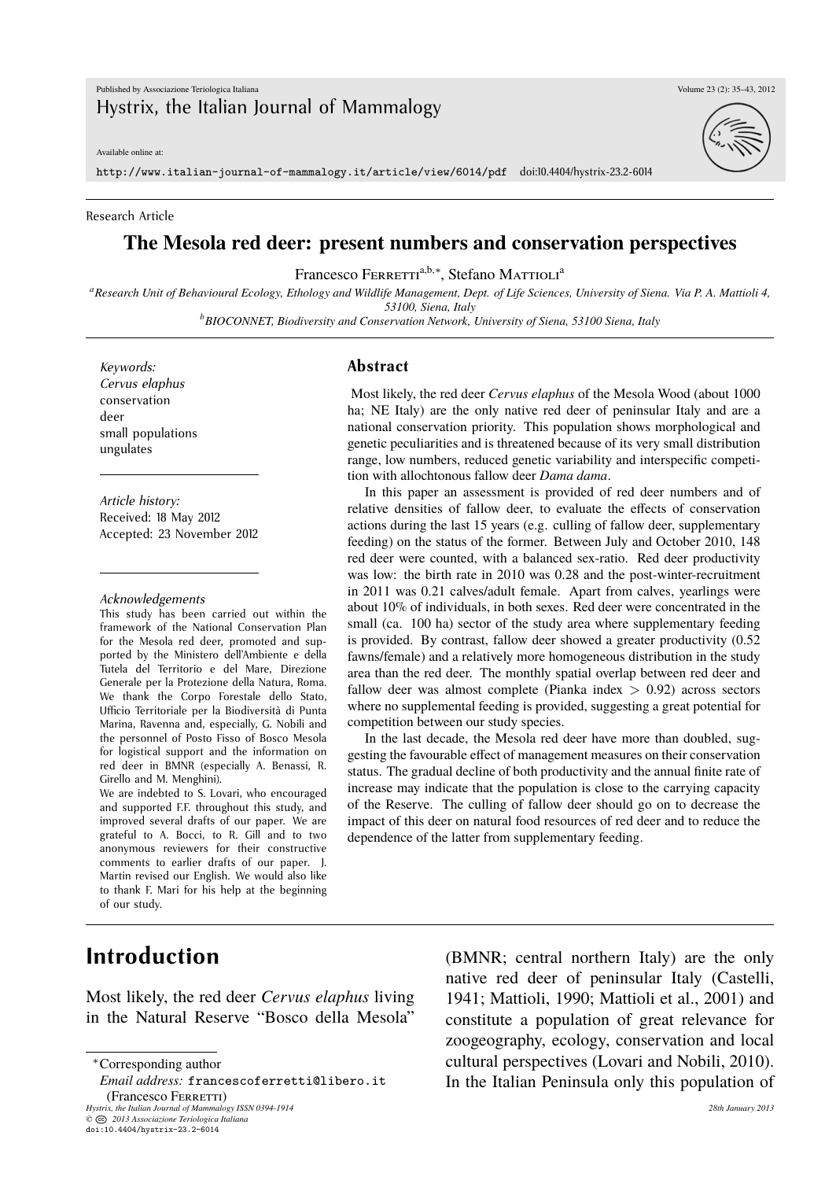Research Article

# The Mesola red deer: present numbers and conservation perspectives

Francesco Ferretti[a,b,*], Stefano Mattioli[a]

[a] Research Unit of Behavioural Ecology, Ethology and Wildlife Management, Dept. of Life Sciences, University of Siena. Via P. A. Mattioli 4, 53100, Siena, Italy

[b] BIOCONNET, Biodiversity and Conservation Network, University of Siena, 53100 Siena, Italy

*Keywords:*
*Cervus elaphus*
conservation
deer
small populations
ungulates

*Article history:*
Received: 18 May 2012
Accepted: 23 November 2012

*Acknowledgements*

This study has been carried out within the framework of the National Conservation Plan for the Mesola red deer, promoted and supported by the Ministero dell'Ambiente e della Tutela del Territorio e del Mare, Direzione Generale per la Protezione della Natura, Roma. We thank the Corpo Forestale dello Stato, Ufficio Territoriale per la Biodiversità di Punta Marina, Ravenna and, especially, G. Nobili and the personnel of Posto Fisso of Bosco Mesola for logistical support and the information on red deer in BMNR (especially A. Benassi, R. Girello and M. Menghini).

We are indebted to S. Lovari, who encouraged and supported F.F. throughout this study, and improved several drafts of our paper. We are grateful to A. Bocci, to R. Gill and to two anonymous reviewers for their constructive comments to earlier drafts of our paper. J. Martin revised our English. We would also like to thank F. Mari for his help at the beginning of our study.

## Abstract

Most likely, the red deer *Cervus elaphus* of the Mesola Wood (about 1000 ha; NE Italy) are the only native red deer of peninsular Italy and are a national conservation priority. This population shows morphological and genetic peculiarities and is threatened because of its very small distribution range, low numbers, reduced genetic variability and interspecific competition with allochtonous fallow deer *Dama dama*.

In this paper an assessment is provided of red deer numbers and of relative densities of fallow deer, to evaluate the effects of conservation actions during the last 15 years (e.g. culling of fallow deer, supplementary feeding) on the status of the former. Between July and October 2010, 148 red deer were counted, with a balanced sex-ratio. Red deer productivity was low: the birth rate in 2010 was 0.28 and the post-winter-recruitment in 2011 was 0.21 calves/adult female. Apart from calves, yearlings were about 10% of individuals, in both sexes. Red deer were concentrated in the small (ca. 100 ha) sector of the study area where supplementary feeding is provided. By contrast, fallow deer showed a greater productivity (0.52 fawns/female) and a relatively more homogeneous distribution in the study area than the red deer. The monthly spatial overlap between red deer and fallow deer was almost complete (Pianka index $> 0.92$) across sectors where no supplemental feeding is provided, suggesting a great potential for competition between our study species.

In the last decade, the Mesola red deer have more than doubled, suggesting the favourable effect of management measures on their conservation status. The gradual decline of both productivity and the annual finite rate of increase may indicate that the population is close to the carrying capacity of the Reserve. The culling of fallow deer should go on to decrease the impact of this deer on natural food resources of red deer and to reduce the dependence of the latter from supplementary feeding.

## Introduction

Most likely, the red deer *Cervus elaphus* living in the Natural Reserve "Bosco della Mesola" (BMNR; central northern Italy) are the only native red deer of peninsular Italy (Castelli, 1941; Mattioli, 1990; Mattioli et al., 2001) and constitute a population of great relevance for zoogeography, ecology, conservation and local cultural perspectives (Lovari and Nobili, 2010). In the Italian Peninsula only this population of

*Corresponding author
*Email address:* francescoferretti@libero.it (Francesco Ferretti)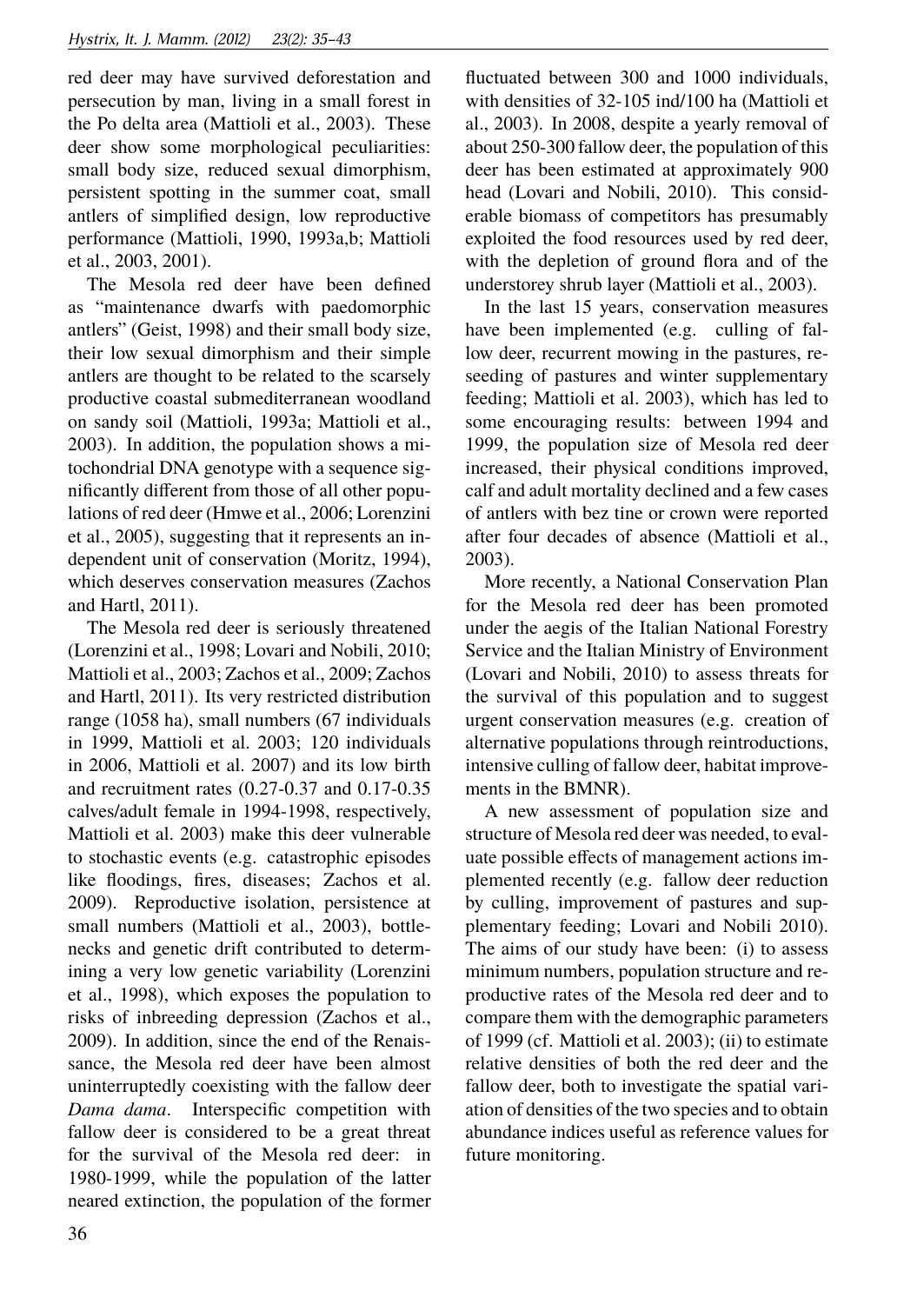red deer may have survived deforestation and persecution by man, living in a small forest in the Po delta area (Mattioli et al., 2003). These deer show some morphological peculiarities: small body size, reduced sexual dimorphism, persistent spotting in the summer coat, small antlers of simplified design, low reproductive performance (Mattioli, 1990, 1993a,b; Mattioli et al., 2003, 2001).

The Mesola red deer have been defined as "maintenance dwarfs with paedomorphic antlers" (Geist, 1998) and their small body size, their low sexual dimorphism and their simple antlers are thought to be related to the scarsely productive coastal submediterranean woodland on sandy soil (Mattioli, 1993a; Mattioli et al., 2003). In addition, the population shows a mitochondrial DNA genotype with a sequence significantly different from those of all other populations of red deer (Hmwe et al., 2006; Lorenzini et al., 2005), suggesting that it represents an independent unit of conservation (Moritz, 1994), which deserves conservation measures (Zachos and Hartl, 2011).

The Mesola red deer is seriously threatened (Lorenzini et al., 1998; Lovari and Nobili, 2010; Mattioli et al., 2003; Zachos et al., 2009; Zachos and Hartl, 2011). Its very restricted distribution range (1058 ha), small numbers (67 individuals in 1999, Mattioli et al. 2003; 120 individuals in 2006, Mattioli et al. 2007) and its low birth and recruitment rates (0.27-0.37 and 0.17-0.35 calves/adult female in 1994-1998, respectively, Mattioli et al. 2003) make this deer vulnerable to stochastic events (e.g. catastrophic episodes like floodings, fires, diseases; Zachos et al. 2009). Reproductive isolation, persistence at small numbers (Mattioli et al., 2003), bottlenecks and genetic drift contributed to determining a very low genetic variability (Lorenzini et al., 1998), which exposes the population to risks of inbreeding depression (Zachos et al., 2009). In addition, since the end of the Renaissance, the Mesola red deer have been almost uninterruptedly coexisting with the fallow deer *Dama dama*. Interspecific competition with fallow deer is considered to be a great threat for the survival of the Mesola red deer: in 1980-1999, while the population of the latter neared extinction, the population of the former fluctuated between 300 and 1000 individuals, with densities of 32-105 ind/100 ha (Mattioli et al., 2003). In 2008, despite a yearly removal of about 250-300 fallow deer, the population of this deer has been estimated at approximately 900 head (Lovari and Nobili, 2010). This considerable biomass of competitors has presumably exploited the food resources used by red deer, with the depletion of ground flora and of the understorey shrub layer (Mattioli et al., 2003).

In the last 15 years, conservation measures have been implemented (e.g. culling of fallow deer, recurrent mowing in the pastures, reseeding of pastures and winter supplementary feeding; Mattioli et al. 2003), which has led to some encouraging results: between 1994 and 1999, the population size of Mesola red deer increased, their physical conditions improved, calf and adult mortality declined and a few cases of antlers with bez tine or crown were reported after four decades of absence (Mattioli et al., 2003).

More recently, a National Conservation Plan for the Mesola red deer has been promoted under the aegis of the Italian National Forestry Service and the Italian Ministry of Environment (Lovari and Nobili, 2010) to assess threats for the survival of this population and to suggest urgent conservation measures (e.g. creation of alternative populations through reintroductions, intensive culling of fallow deer, habitat improvements in the BMNR).

A new assessment of population size and structure of Mesola red deer was needed, to evaluate possible effects of management actions implemented recently (e.g. fallow deer reduction by culling, improvement of pastures and supplementary feeding; Lovari and Nobili 2010). The aims of our study have been: (i) to assess minimum numbers, population structure and reproductive rates of the Mesola red deer and to compare them with the demographic parameters of 1999 (cf. Mattioli et al. 2003); (ii) to estimate relative densities of both the red deer and the fallow deer, both to investigate the spatial variation of densities of the two species and to obtain abundance indices useful as reference values for future monitoring.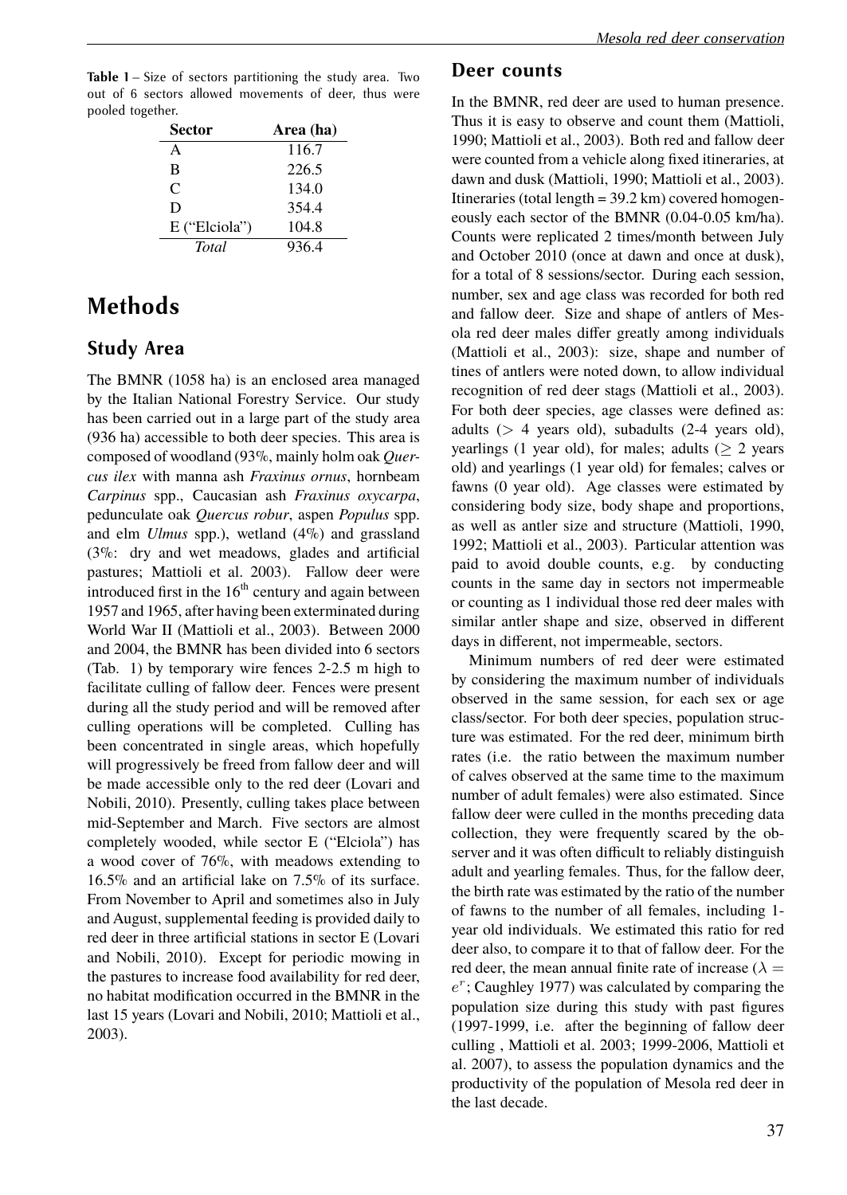**Table 1** – Size of sectors partitioning the study area. Two out of 6 sectors allowed movements of deer, thus were pooled together.

| Sector | Area (ha) |
|---|---|
| A | 116.7 |
| B | 226.5 |
| C | 134.0 |
| D | 354.4 |
| E (“Elciola”) | 104.8 |
| *Total* | 936.4 |

# Methods

## Study Area

The BMNR (1058 ha) is an enclosed area managed by the Italian National Forestry Service. Our study has been carried out in a large part of the study area (936 ha) accessible to both deer species. This area is composed of woodland (93%, mainly holm oak *Quercus ilex* with manna ash *Fraxinus ornus*, hornbeam *Carpinus* spp., Caucasian ash *Fraxinus oxycarpa*, pedunculate oak *Quercus robur*, aspen *Populus* spp. and elm *Ulmus* spp.), wetland (4%) and grassland (3%: dry and wet meadows, glades and artificial pastures; Mattioli et al. 2003). Fallow deer were introduced first in the 16th century and again between 1957 and 1965, after having been exterminated during World War II (Mattioli et al., 2003). Between 2000 and 2004, the BMNR has been divided into 6 sectors (Tab. 1) by temporary wire fences 2-2.5 m high to facilitate culling of fallow deer. Fences were present during all the study period and will be removed after culling operations will be completed. Culling has been concentrated in single areas, which hopefully will progressively be freed from fallow deer and will be made accessible only to the red deer (Lovari and Nobili, 2010). Presently, culling takes place between mid-September and March. Five sectors are almost completely wooded, while sector E (“Elciola”) has a wood cover of 76%, with meadows extending to 16.5% and an artificial lake on 7.5% of its surface. From November to April and sometimes also in July and August, supplemental feeding is provided daily to red deer in three artificial stations in sector E (Lovari and Nobili, 2010). Except for periodic mowing in the pastures to increase food availability for red deer, no habitat modification occurred in the BMNR in the last 15 years (Lovari and Nobili, 2010; Mattioli et al., 2003).

## Deer counts

In the BMNR, red deer are used to human presence. Thus it is easy to observe and count them (Mattioli, 1990; Mattioli et al., 2003). Both red and fallow deer were counted from a vehicle along fixed itineraries, at dawn and dusk (Mattioli, 1990; Mattioli et al., 2003). Itineraries (total length = 39.2 km) covered homogeneously each sector of the BMNR (0.04-0.05 km/ha). Counts were replicated 2 times/month between July and October 2010 (once at dawn and once at dusk), for a total of 8 sessions/sector. During each session, number, sex and age class was recorded for both red and fallow deer. Size and shape of antlers of Mesola red deer males differ greatly among individuals (Mattioli et al., 2003): size, shape and number of tines of antlers were noted down, to allow individual recognition of red deer stags (Mattioli et al., 2003). For both deer species, age classes were defined as: adults ($>$ 4 years old), subadults (2-4 years old), yearlings (1 year old), for males; adults ($\geq$ 2 years old) and yearlings (1 year old) for females; calves or fawns (0 year old). Age classes were estimated by considering body size, body shape and proportions, as well as antler size and structure (Mattioli, 1990, 1992; Mattioli et al., 2003). Particular attention was paid to avoid double counts, e.g. by conducting counts in the same day in sectors not impermeable or counting as 1 individual those red deer males with similar antler shape and size, observed in different days in different, not impermeable, sectors.

Minimum numbers of red deer were estimated by considering the maximum number of individuals observed in the same session, for each sex or age class/sector. For both deer species, population structure was estimated. For the red deer, minimum birth rates (i.e. the ratio between the maximum number of calves observed at the same time to the maximum number of adult females) were also estimated. Since fallow deer were culled in the months preceding data collection, they were frequently scared by the observer and it was often difficult to reliably distinguish adult and yearling females. Thus, for the fallow deer, the birth rate was estimated by the ratio of the number of fawns to the number of all females, including 1-year old individuals. We estimated this ratio for red deer also, to compare it to that of fallow deer. For the red deer, the mean annual finite rate of increase ($\lambda = e^r$; Caughley 1977) was calculated by comparing the population size during this study with past figures (1997-1999, i.e. after the beginning of fallow deer culling , Mattioli et al. 2003; 1999-2006, Mattioli et al. 2007), to assess the population dynamics and the productivity of the population of Mesola red deer in the last decade.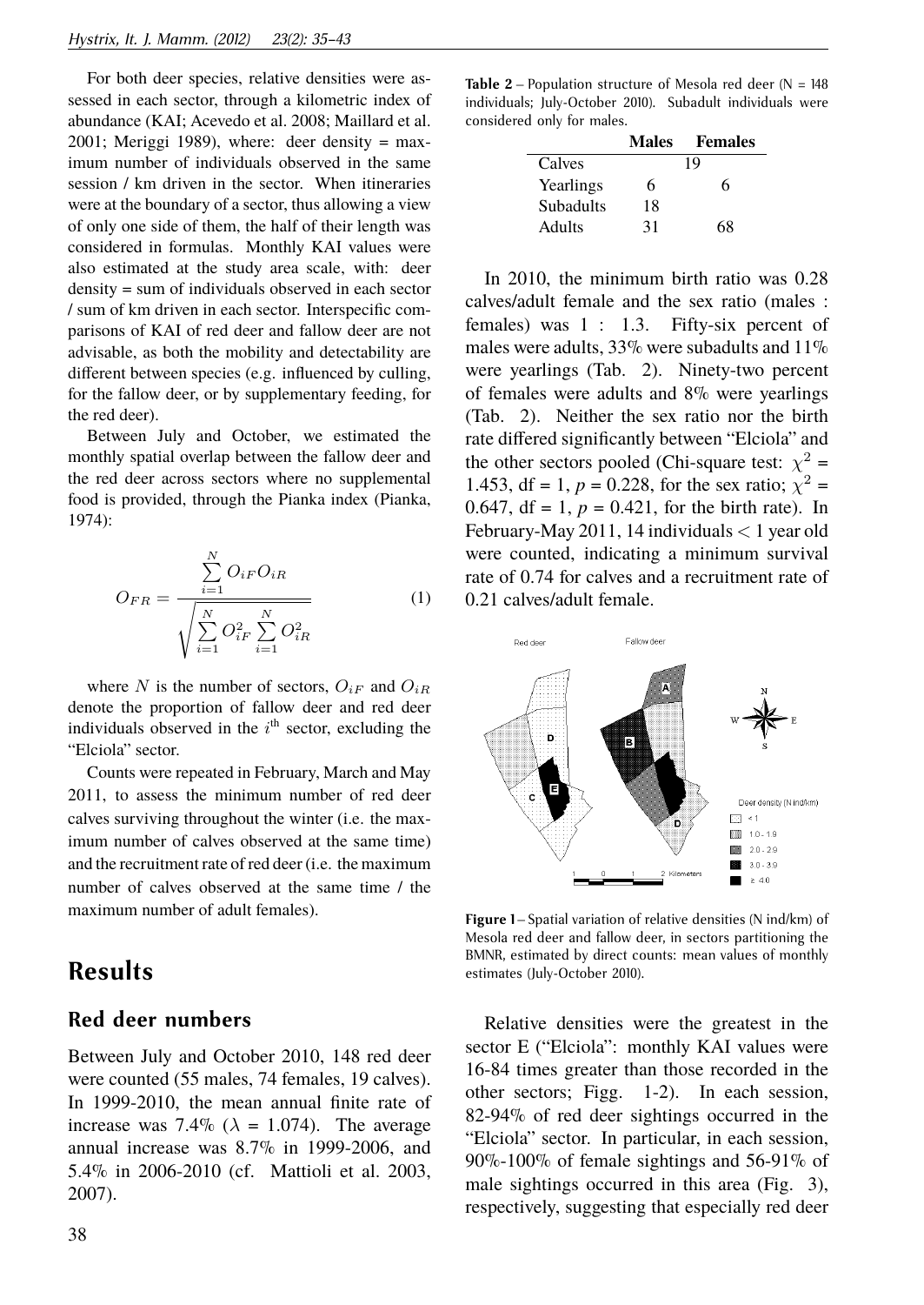For both deer species, relative densities were assessed in each sector, through a kilometric index of abundance (KAI; Acevedo et al. 2008; Maillard et al. 2001; Meriggi 1989), where: deer density = maximum number of individuals observed in the same session / km driven in the sector. When itineraries were at the boundary of a sector, thus allowing a view of only one side of them, the half of their length was considered in formulas. Monthly KAI values were also estimated at the study area scale, with: deer density = sum of individuals observed in each sector / sum of km driven in each sector. Interspecific comparisons of KAI of red deer and fallow deer are not advisable, as both the mobility and detectability are different between species (e.g. influenced by culling, for the fallow deer, or by supplementary feeding, for the red deer).

Between July and October, we estimated the monthly spatial overlap between the fallow deer and the red deer across sectors where no supplemental food is provided, through the Pianka index (Pianka, 1974):

$$O_{FR} = \frac{\sum_{i=1}^{N} O_{iF} O_{iR}}{\sqrt{\sum_{i=1}^{N} O_{iF}^2 \sum_{i=1}^{N} O_{iR}^2}} \quad (1)$$

where $N$ is the number of sectors, $O_{iF}$ and $O_{iR}$ denote the proportion of fallow deer and red deer individuals observed in the $i^{\text{th}}$ sector, excluding the "Elciola" sector.

Counts were repeated in February, March and May 2011, to assess the minimum number of red deer calves surviving throughout the winter (i.e. the maximum number of calves observed at the same time) and the recruitment rate of red deer (i.e. the maximum number of calves observed at the same time / the maximum number of adult females).

# Results

## Red deer numbers

Between July and October 2010, 148 red deer were counted (55 males, 74 females, 19 calves). In 1999-2010, the mean annual finite rate of increase was 7.4% ($\lambda$ = 1.074). The average annual increase was 8.7% in 1999-2006, and 5.4% in 2006-2010 (cf. Mattioli et al. 2003, 2007).

**Table 2** – Population structure of Mesola red deer (N = 148 individuals; July-October 2010). Subadult individuals were considered only for males.

| | Males | Females |
|---|---|---|
| Calves | 19 | |
| Yearlings | 6 | 6 |
| Subadults | 18 | |
| Adults | 31 | 68 |

In 2010, the minimum birth ratio was 0.28 calves/adult female and the sex ratio (males : females) was 1 : 1.3. Fifty-six percent of males were adults, 33% were subadults and 11% were yearlings (Tab. 2). Ninety-two percent of females were adults and 8% were yearlings (Tab. 2). Neither the sex ratio nor the birth rate differed significantly between "Elciola" and the other sectors pooled (Chi-square test: $\chi^2$ = 1.453, df = 1, $p$ = 0.228, for the sex ratio; $\chi^2$ = 0.647, df = 1, $p$ = 0.421, for the birth rate). In February-May 2011, 14 individuals < 1 year old were counted, indicating a minimum survival rate of 0.74 for calves and a recruitment rate of 0.21 calves/adult female.

**Figure 1** – Spatial variation of relative densities (N ind/km) of Mesola red deer and fallow deer, in sectors partitioning the BMNR, estimated by direct counts: mean values of monthly estimates (July-October 2010).

Relative densities were the greatest in the sector E ("Elciola": monthly KAI values were 16-84 times greater than those recorded in the other sectors; Figg. 1-2). In each session, 82-94% of red deer sightings occurred in the "Elciola" sector. In particular, in each session, 90%-100% of female sightings and 56-91% of male sightings occurred in this area (Fig. 3), respectively, suggesting that especially red deer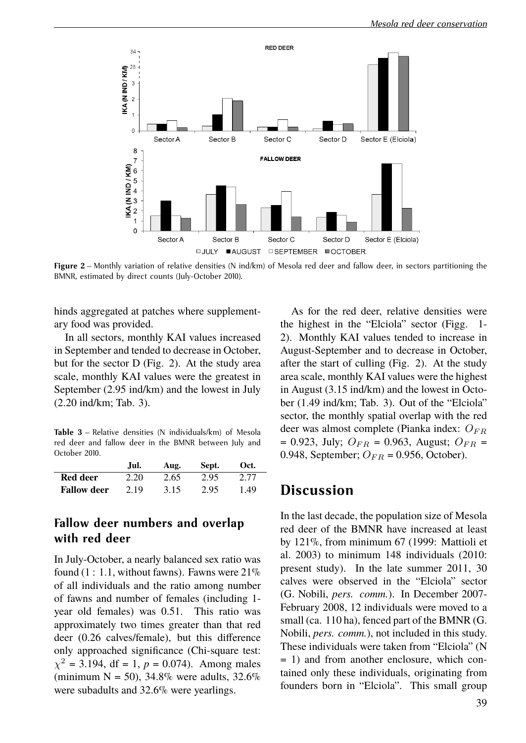Figure 2 – Monthly variation of relative densities (N ind/km) of Mesola red deer and fallow deer, in sectors partitioning the BMNR, estimated by direct counts (July-October 2010).

hinds aggregated at patches where supplementary food was provided.

In all sectors, monthly KAI values increased in September and tended to decrease in October, but for the sector D (Fig. 2). At the study area scale, monthly KAI values were the greatest in September (2.95 ind/km) and the lowest in July (2.20 ind/km; Tab. 3).

**Table 3** – Relative densities (N individuals/km) of Mesola red deer and fallow deer in the BMNR between July and October 2010.

| | Jul. | Aug. | Sept. | Oct. |
|---|---|---|---|---|
| **Red deer** | 2.20 | 2.65 | 2.95 | 2.77 |
| **Fallow deer** | 2.19 | 3.15 | 2.95 | 1.49 |

## Fallow deer numbers and overlap with red deer

In July-October, a nearly balanced sex ratio was found (1 : 1.1, without fawns). Fawns were 21% of all individuals and the ratio among number of fawns and number of females (including 1-year old females) was 0.51. This ratio was approximately two times greater than that red deer (0.26 calves/female), but this difference only approached significance (Chi-square test: $\chi^2$ = 3.194, df = 1, $p$ = 0.074). Among males (minimum N = 50), 34.8% were adults, 32.6% were subadults and 32.6% were yearlings.

As for the red deer, relative densities were the highest in the "Elciola" sector (Figg. 1-2). Monthly KAI values tended to increase in August-September and to decrease in October, after the start of culling (Fig. 2). At the study area scale, monthly KAI values were the highest in August (3.15 ind/km) and the lowest in October (1.49 ind/km; Tab. 3). Out of the "Elciola" sector, the monthly spatial overlap with the red deer was almost complete (Pianka index: $O_{FR}$ = 0.923, July; $O_{FR}$ = 0.963, August; $O_{FR}$ = 0.948, September; $O_{FR}$ = 0.956, October).

# Discussion

In the last decade, the population size of Mesola red deer of the BMNR have increased at least by 121%, from minimum 67 (1999: Mattioli et al. 2003) to minimum 148 individuals (2010: present study). In the late summer 2011, 30 calves were observed in the "Elciola" sector (G. Nobili, *pers. comm.*). In December 2007-February 2008, 12 individuals were moved to a small (ca. 110 ha), fenced part of the BMNR (G. Nobili, *pers. comm.*), not included in this study. These individuals were taken from "Elciola" (N = 1) and from another enclosure, which contained only these individuals, originating from founders born in "Elciola". This small group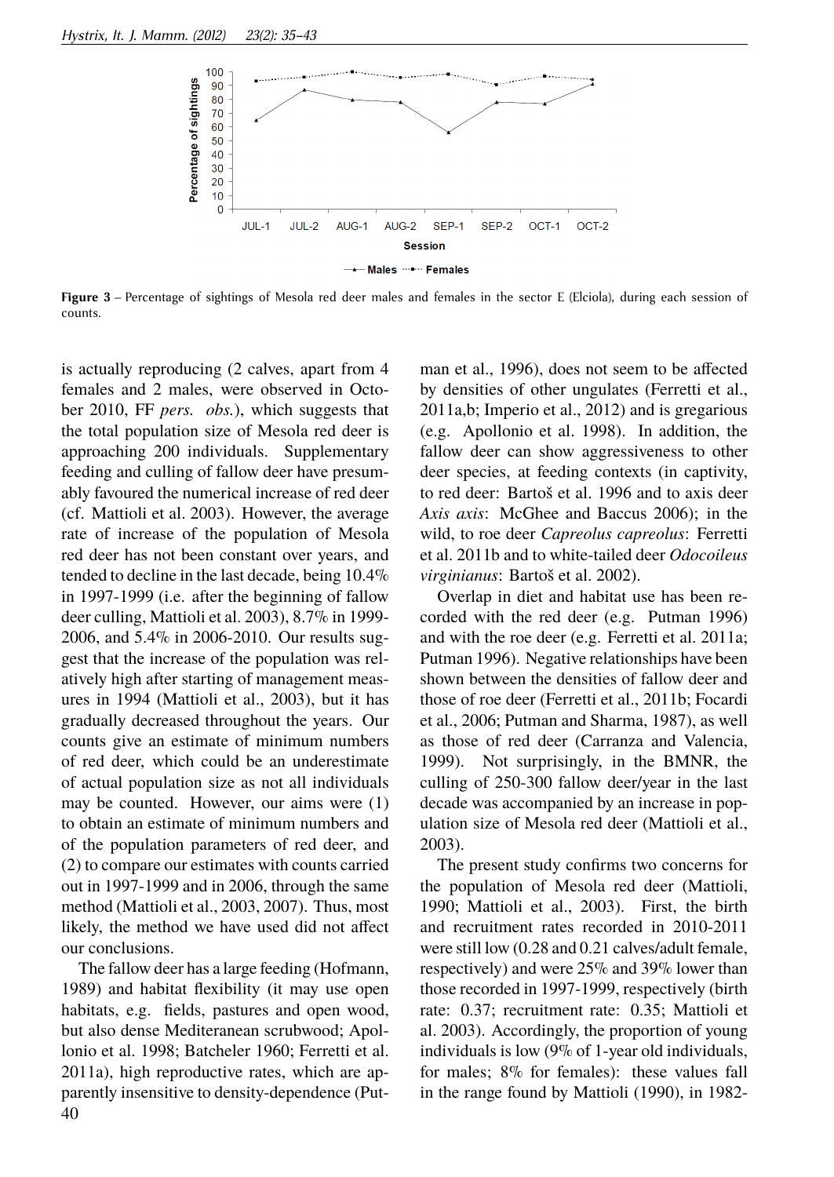**Figure 3** – Percentage of sightings of Mesola red deer males and females in the sector E (Elciola), during each session of counts.

is actually reproducing (2 calves, apart from 4 females and 2 males, were observed in October 2010, FF *pers. obs.*), which suggests that the total population size of Mesola red deer is approaching 200 individuals. Supplementary feeding and culling of fallow deer have presumably favoured the numerical increase of red deer (cf. Mattioli et al. 2003). However, the average rate of increase of the population of Mesola red deer has not been constant over years, and tended to decline in the last decade, being 10.4% in 1997-1999 (i.e. after the beginning of fallow deer culling, Mattioli et al. 2003), 8.7% in 1999-2006, and 5.4% in 2006-2010. Our results suggest that the increase of the population was relatively high after starting of management measures in 1994 (Mattioli et al., 2003), but it has gradually decreased throughout the years. Our counts give an estimate of minimum numbers of red deer, which could be an underestimate of actual population size as not all individuals may be counted. However, our aims were (1) to obtain an estimate of minimum numbers and of the population parameters of red deer, and (2) to compare our estimates with counts carried out in 1997-1999 and in 2006, through the same method (Mattioli et al., 2003, 2007). Thus, most likely, the method we have used did not affect our conclusions.

The fallow deer has a large feeding (Hofmann, 1989) and habitat flexibility (it may use open habitats, e.g. fields, pastures and open wood, but also dense Mediteranean scrubwood; Apollonio et al. 1998; Batcheler 1960; Ferretti et al. 2011a), high reproductive rates, which are apparently insensitive to density-dependence (Putman et al., 1996), does not seem to be affected by densities of other ungulates (Ferretti et al., 2011a,b; Imperio et al., 2012) and is gregarious (e.g. Apollonio et al. 1998). In addition, the fallow deer can show aggressiveness to other deer species, at feeding contexts (in captivity, to red deer: Bartoš et al. 1996 and to axis deer *Axis axis*: McGhee and Baccus 2006); in the wild, to roe deer *Capreolus capreolus*: Ferretti et al. 2011b and to white-tailed deer *Odocoileus virginianus*: Bartoš et al. 2002).

Overlap in diet and habitat use has been recorded with the red deer (e.g. Putman 1996) and with the roe deer (e.g. Ferretti et al. 2011a; Putman 1996). Negative relationships have been shown between the densities of fallow deer and those of roe deer (Ferretti et al., 2011b; Focardi et al., 2006; Putman and Sharma, 1987), as well as those of red deer (Carranza and Valencia, 1999). Not surprisingly, in the BMNR, the culling of 250-300 fallow deer/year in the last decade was accompanied by an increase in population size of Mesola red deer (Mattioli et al., 2003).

The present study confirms two concerns for the population of Mesola red deer (Mattioli, 1990; Mattioli et al., 2003). First, the birth and recruitment rates recorded in 2010-2011 were still low (0.28 and 0.21 calves/adult female, respectively) and were 25% and 39% lower than those recorded in 1997-1999, respectively (birth rate: 0.37; recruitment rate: 0.35; Mattioli et al. 2003). Accordingly, the proportion of young individuals is low (9% of 1-year old individuals, for males; 8% for females): these values fall in the range found by Mattioli (1990), in 1982-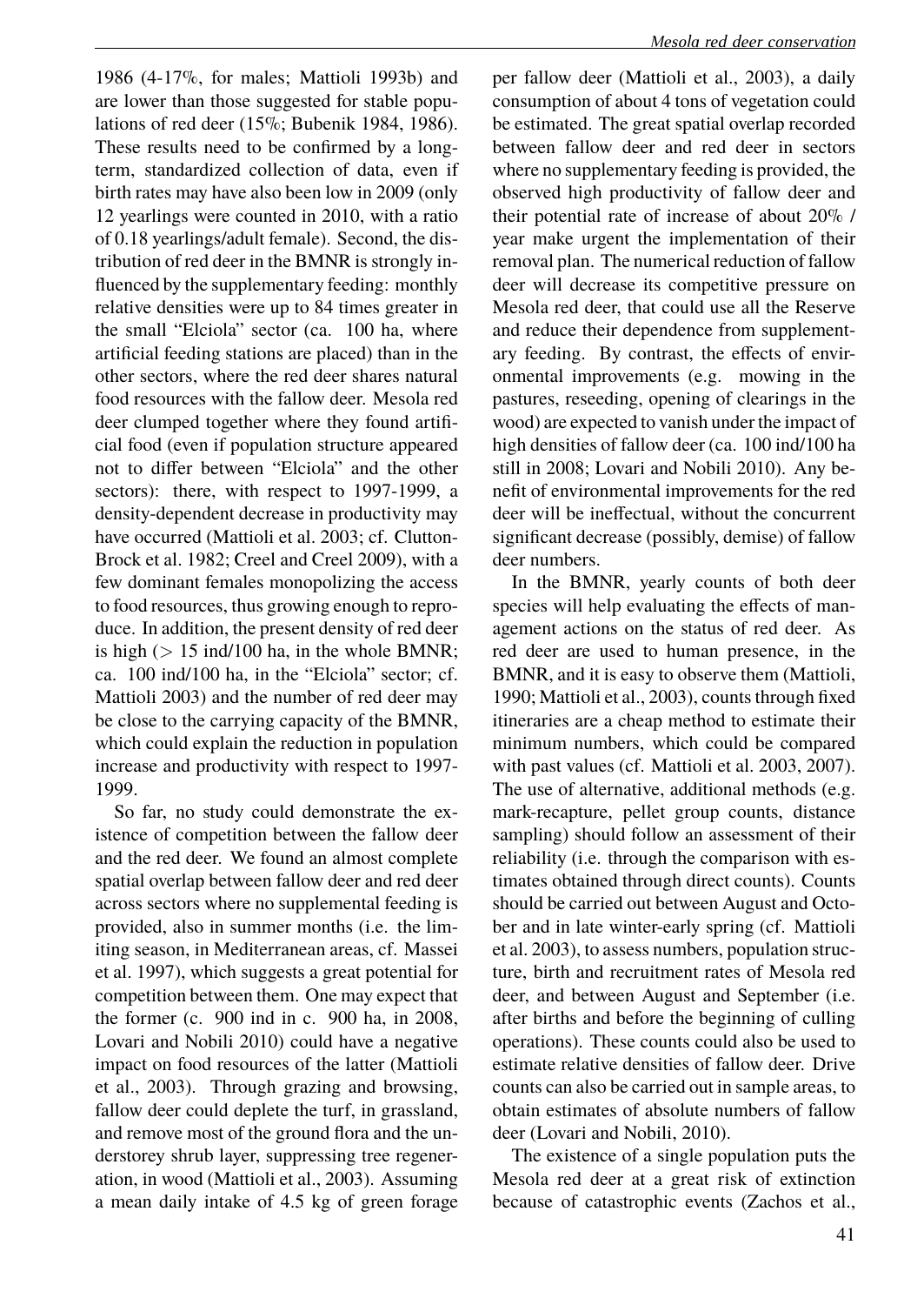1986 (4-17%, for males; Mattioli 1993b) and are lower than those suggested for stable populations of red deer (15%; Bubenik 1984, 1986). These results need to be confirmed by a long-term, standardized collection of data, even if birth rates may have also been low in 2009 (only 12 yearlings were counted in 2010, with a ratio of 0.18 yearlings/adult female). Second, the distribution of red deer in the BMNR is strongly influenced by the supplementary feeding: monthly relative densities were up to 84 times greater in the small "Elciola" sector (ca. 100 ha, where artificial feeding stations are placed) than in the other sectors, where the red deer shares natural food resources with the fallow deer. Mesola red deer clumped together where they found artificial food (even if population structure appeared not to differ between "Elciola" and the other sectors): there, with respect to 1997-1999, a density-dependent decrease in productivity may have occurred (Mattioli et al. 2003; cf. Clutton-Brock et al. 1982; Creel and Creel 2009), with a few dominant females monopolizing the access to food resources, thus growing enough to reproduce. In addition, the present density of red deer is high (> 15 ind/100 ha, in the whole BMNR; ca. 100 ind/100 ha, in the "Elciola" sector; cf. Mattioli 2003) and the number of red deer may be close to the carrying capacity of the BMNR, which could explain the reduction in population increase and productivity with respect to 1997-1999.

So far, no study could demonstrate the existence of competition between the fallow deer and the red deer. We found an almost complete spatial overlap between fallow deer and red deer across sectors where no supplemental feeding is provided, also in summer months (i.e. the limiting season, in Mediterranean areas, cf. Massei et al. 1997), which suggests a great potential for competition between them. One may expect that the former (c. 900 ind in c. 900 ha, in 2008, Lovari and Nobili 2010) could have a negative impact on food resources of the latter (Mattioli et al., 2003). Through grazing and browsing, fallow deer could deplete the turf, in grassland, and remove most of the ground flora and the understorey shrub layer, suppressing tree regeneration, in wood (Mattioli et al., 2003). Assuming a mean daily intake of 4.5 kg of green forage per fallow deer (Mattioli et al., 2003), a daily consumption of about 4 tons of vegetation could be estimated. The great spatial overlap recorded between fallow deer and red deer in sectors where no supplementary feeding is provided, the observed high productivity of fallow deer and their potential rate of increase of about 20% / year make urgent the implementation of their removal plan. The numerical reduction of fallow deer will decrease its competitive pressure on Mesola red deer, that could use all the Reserve and reduce their dependence from supplementary feeding. By contrast, the effects of environmental improvements (e.g. mowing in the pastures, reseeding, opening of clearings in the wood) are expected to vanish under the impact of high densities of fallow deer (ca. 100 ind/100 ha still in 2008; Lovari and Nobili 2010). Any benefit of environmental improvements for the red deer will be ineffectual, without the concurrent significant decrease (possibly, demise) of fallow deer numbers.

In the BMNR, yearly counts of both deer species will help evaluating the effects of management actions on the status of red deer. As red deer are used to human presence, in the BMNR, and it is easy to observe them (Mattioli, 1990; Mattioli et al., 2003), counts through fixed itineraries are a cheap method to estimate their minimum numbers, which could be compared with past values (cf. Mattioli et al. 2003, 2007). The use of alternative, additional methods (e.g. mark-recapture, pellet group counts, distance sampling) should follow an assessment of their reliability (i.e. through the comparison with estimates obtained through direct counts). Counts should be carried out between August and October and in late winter-early spring (cf. Mattioli et al. 2003), to assess numbers, population structure, birth and recruitment rates of Mesola red deer, and between August and September (i.e. after births and before the beginning of culling operations). These counts could also be used to estimate relative densities of fallow deer. Drive counts can also be carried out in sample areas, to obtain estimates of absolute numbers of fallow deer (Lovari and Nobili, 2010).

The existence of a single population puts the Mesola red deer at a great risk of extinction because of catastrophic events (Zachos et al.,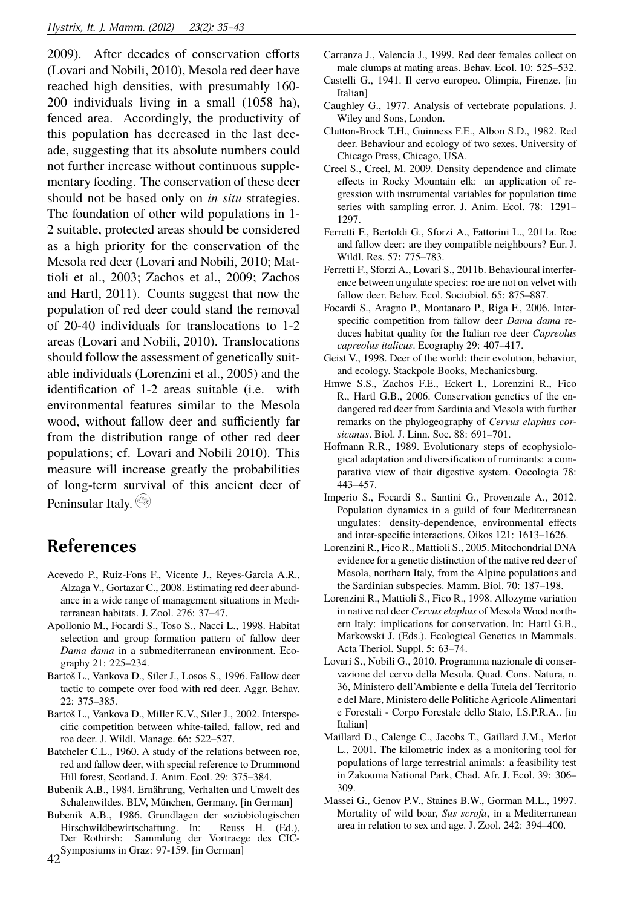2009). After decades of conservation efforts (Lovari and Nobili, 2010), Mesola red deer have reached high densities, with presumably 160-200 individuals living in a small (1058 ha), fenced area. Accordingly, the productivity of this population has decreased in the last decade, suggesting that its absolute numbers could not further increase without continuous supplementary feeding. The conservation of these deer should not be based only on *in situ* strategies. The foundation of other wild populations in 1-2 suitable, protected areas should be considered as a high priority for the conservation of the Mesola red deer (Lovari and Nobili, 2010; Mattioli et al., 2003; Zachos et al., 2009; Zachos and Hartl, 2011). Counts suggest that now the population of red deer could stand the removal of 20-40 individuals for translocations to 1-2 areas (Lovari and Nobili, 2010). Translocations should follow the assessment of genetically suitable individuals (Lorenzini et al., 2005) and the identification of 1-2 areas suitable (i.e. with environmental features similar to the Mesola wood, without fallow deer and sufficiently far from the distribution range of other red deer populations; cf. Lovari and Nobili 2010). This measure will increase greatly the probabilities of long-term survival of this ancient deer of Peninsular Italy.

## References

Acevedo P., Ruiz-Fons F., Vicente J., Reyes-Garcìa A.R., Alzaga V., Gortazar C., 2008. Estimating red deer abundance in a wide range of management situations in Mediterranean habitats. J. Zool. 276: 37–47.

Apollonio M., Focardi S., Toso S., Nacci L., 1998. Habitat selection and group formation pattern of fallow deer *Dama dama* in a submediterranean environment. Ecography 21: 225–234.

Bartoš L., Vankova D., Siler J., Losos S., 1996. Fallow deer tactic to compete over food with red deer. Aggr. Behav. 22: 375–385.

Bartoš L., Vankova D., Miller K.V., Siler J., 2002. Interspecific competition between white-tailed, fallow, red and roe deer. J. Wildl. Manage. 66: 522–527.

Batcheler C.L., 1960. A study of the relations between roe, red and fallow deer, with special reference to Drummond Hill forest, Scotland. J. Anim. Ecol. 29: 375–384.

Bubenik A.B., 1984. Ernährung, Verhalten und Umwelt des Schalenwildes. BLV, München, Germany. [in German]

Bubenik A.B., 1986. Grundlagen der soziobiologischen Hirschwildbewirtschaftung. In: Reuss H. (Ed.), Der Rothirsh: Sammlung der Vortraege des CIC-Symposiums in Graz: 97-159. [in German]

Carranza J., Valencia J., 1999. Red deer females collect on male clumps at mating areas. Behav. Ecol. 10: 525–532.

Castelli G., 1941. Il cervo europeo. Olimpia, Firenze. [in Italian]

Caughley G., 1977. Analysis of vertebrate populations. J. Wiley and Sons, London.

Clutton-Brock T.H., Guinness F.E., Albon S.D., 1982. Red deer. Behaviour and ecology of two sexes. University of Chicago Press, Chicago, USA.

Creel S., Creel, M. 2009. Density dependence and climate effects in Rocky Mountain elk: an application of regression with instrumental variables for population time series with sampling error. J. Anim. Ecol. 78: 1291–1297.

Ferretti F., Bertoldi G., Sforzi A., Fattorini L., 2011a. Roe and fallow deer: are they compatible neighbours? Eur. J. Wildl. Res. 57: 775–783.

Ferretti F., Sforzi A., Lovari S., 2011b. Behavioural interference between ungulate species: roe are not on velvet with fallow deer. Behav. Ecol. Sociobiol. 65: 875–887.

Focardi S., Aragno P., Montanaro P., Riga F., 2006. Interspecific competition from fallow deer *Dama dama* reduces habitat quality for the Italian roe deer *Capreolus capreolus italicus*. Ecography 29: 407–417.

Geist V., 1998. Deer of the world: their evolution, behavior, and ecology. Stackpole Books, Mechanicsburg.

Hmwe S.S., Zachos F.E., Eckert I., Lorenzini R., Fico R., Hartl G.B., 2006. Conservation genetics of the endangered red deer from Sardinia and Mesola with further remarks on the phylogeography of *Cervus elaphus corsicanus*. Biol. J. Linn. Soc. 88: 691–701.

Hofmann R.R., 1989. Evolutionary steps of ecophysiological adaptation and diversification of ruminants: a comparative view of their digestive system. Oecologia 78: 443–457.

Imperio S., Focardi S., Santini G., Provenzale A., 2012. Population dynamics in a guild of four Mediterranean ungulates: density-dependence, environmental effects and inter-specific interactions. Oikos 121: 1613–1626.

Lorenzini R., Fico R., Mattioli S., 2005. Mitochondrial DNA evidence for a genetic distinction of the native red deer of Mesola, northern Italy, from the Alpine populations and the Sardinian subspecies. Mamm. Biol. 70: 187–198.

Lorenzini R., Mattioli S., Fico R., 1998. Allozyme variation in native red deer *Cervus elaphus* of Mesola Wood northern Italy: implications for conservation. In: Hartl G.B., Markowski J. (Eds.). Ecological Genetics in Mammals. Acta Theriol. Suppl. 5: 63–74.

Lovari S., Nobili G., 2010. Programma nazionale di conservazione del cervo della Mesola. Quad. Cons. Natura, n. 36, Ministero dell'Ambiente e della Tutela del Territorio e del Mare, Ministero delle Politiche Agricole Alimentari e Forestali - Corpo Forestale dello Stato, I.S.P.R.A.. [in Italian]

Maillard D., Calenge C., Jacobs T., Gaillard J.M., Merlot L., 2001. The kilometric index as a monitoring tool for populations of large terrestrial animals: a feasibility test in Zakouma National Park, Chad. Afr. J. Ecol. 39: 306–309.

Massei G., Genov P.V., Staines B.W., Gorman M.L., 1997. Mortality of wild boar, *Sus scrofa*, in a Mediterranean area in relation to sex and age. J. Zool. 242: 394–400.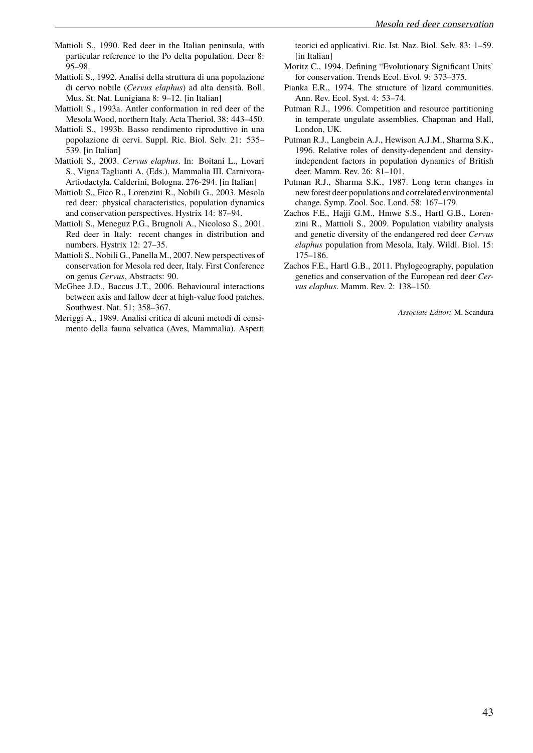Mattioli S., 1990. Red deer in the Italian peninsula, with particular reference to the Po delta population. Deer 8: 95–98.

Mattioli S., 1992. Analisi della struttura di una popolazione di cervo nobile (*Cervus elaphus*) ad alta densità. Boll. Mus. St. Nat. Lunigiana 8: 9–12. [in Italian]

Mattioli S., 1993a. Antler conformation in red deer of the Mesola Wood, northern Italy. Acta Theriol. 38: 443–450.

Mattioli S., 1993b. Basso rendimento riproduttivo in una popolazione di cervi. Suppl. Ric. Biol. Selv. 21: 535–539. [in Italian]

Mattioli S., 2003. *Cervus elaphus*. In: Boitani L., Lovari S., Vigna Taglianti A. (Eds.). Mammalia III. Carnivora-Artiodactyla. Calderini, Bologna. 276-294. [in Italian]

Mattioli S., Fico R., Lorenzini R., Nobili G., 2003. Mesola red deer: physical characteristics, population dynamics and conservation perspectives. Hystrix 14: 87–94.

Mattioli S., Meneguz P.G., Brugnoli A., Nicoloso S., 2001. Red deer in Italy: recent changes in distribution and numbers. Hystrix 12: 27–35.

Mattioli S., Nobili G., Panella M., 2007. New perspectives of conservation for Mesola red deer, Italy. First Conference on genus *Cervus*, Abstracts: 90.

McGhee J.D., Baccus J.T., 2006. Behavioural interactions between axis and fallow deer at high-value food patches. Southwest. Nat. 51: 358–367.

Meriggi A., 1989. Analisi critica di alcuni metodi di censimento della fauna selvatica (Aves, Mammalia). Aspetti teorici ed applicativi. Ric. Ist. Naz. Biol. Selv. 83: 1–59. [in Italian]

Moritz C., 1994. Defining "Evolutionary Significant Units' for conservation. Trends Ecol. Evol. 9: 373–375.

Pianka E.R., 1974. The structure of lizard communities. Ann. Rev. Ecol. Syst. 4: 53–74.

Putman R.J., 1996. Competition and resource partitioning in temperate ungulate assemblies. Chapman and Hall, London, UK.

Putman R.J., Langbein A.J., Hewison A.J.M., Sharma S.K., 1996. Relative roles of density-dependent and density-independent factors in population dynamics of British deer. Mamm. Rev. 26: 81–101.

Putman R.J., Sharma S.K., 1987. Long term changes in new forest deer populations and correlated environmental change. Symp. Zool. Soc. Lond. 58: 167–179.

Zachos F.E., Hajji G.M., Hmwe S.S., Hartl G.B., Lorenzini R., Mattioli S., 2009. Population viability analysis and genetic diversity of the endangered red deer *Cervus elaphus* population from Mesola, Italy. Wildl. Biol. 15: 175–186.

Zachos F.E., Hartl G.B., 2011. Phylogeography, population genetics and conservation of the European red deer *Cervus elaphus*. Mamm. Rev. 2: 138–150.

*Associate Editor:* M. Scandura